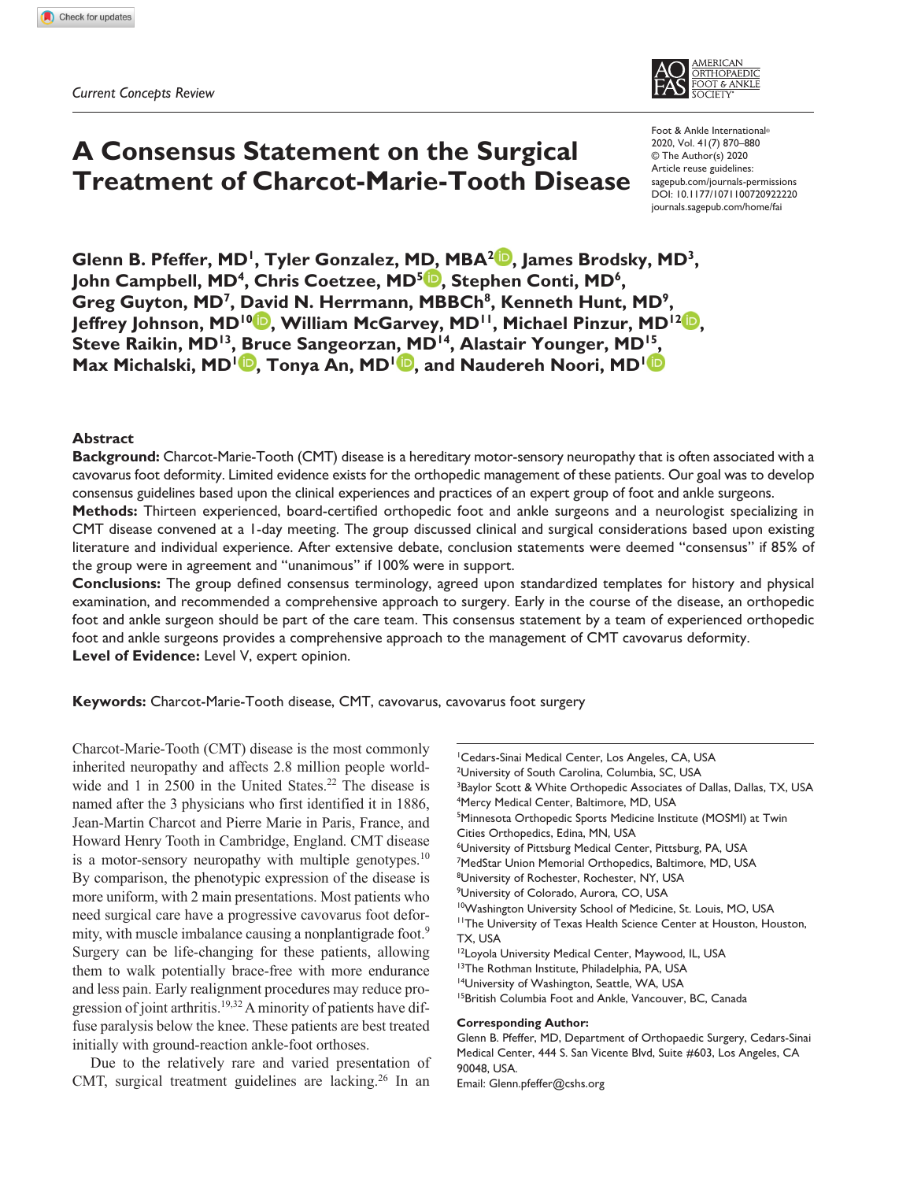*Current Concepts Review*

# A Consensus Statement on the Surgical Treatment of Charcot-Marie-Tooth Disease

Foot & Ankle International®
© The Author(s) 2020
Article reuse guidelines: sagepub.com/journals-permissions
DOI: 10.1177/1071100720922220
journals.sagepub.com/home/fai

**Glenn B. Pfeffer, MD[1], Tyler Gonzalez, MD, MBA[2], James Brodsky, MD[3], John Campbell, MD[4], Chris Coetzee, MD[5], Stephen Conti, MD[6], Greg Guyton, MD[7], David N. Herrmann, MBBCh[8], Kenneth Hunt, MD[9], Jeffrey Johnson, MD[10], William McGarvey, MD[11], Michael Pinzur, MD[12], Steve Raikin, MD[13], Bruce Sangeorzan, MD[14], Alastair Younger, MD[15], Max Michalski, MD[1], Tonya An, MD[1], and Naudereh Noori, MD[1]**

## Abstract

**Background:** Charcot-Marie-Tooth (CMT) disease is a hereditary motor-sensory neuropathy that is often associated with a cavovarus foot deformity. Limited evidence exists for the orthopedic management of these patients. Our goal was to develop consensus guidelines based upon the clinical experiences and practices of an expert group of foot and ankle surgeons.

**Methods:** Thirteen experienced, board-certified orthopedic foot and ankle surgeons and a neurologist specializing in CMT disease convened at a 1-day meeting. The group discussed clinical and surgical considerations based upon existing literature and individual experience. After extensive debate, conclusion statements were deemed "consensus" if 85% of the group were in agreement and "unanimous" if 100% were in support.

**Conclusions:** The group defined consensus terminology, agreed upon standardized templates for history and physical examination, and recommended a comprehensive approach to surgery. Early in the course of the disease, an orthopedic foot and ankle surgeon should be part of the care team. This consensus statement by a team of experienced orthopedic foot and ankle surgeons provides a comprehensive approach to the management of CMT cavovarus deformity.

**Level of Evidence:** Level V, expert opinion.

**Keywords:** Charcot-Marie-Tooth disease, CMT, cavovarus, cavovarus foot surgery

Charcot-Marie-Tooth (CMT) disease is the most commonly inherited neuropathy and affects 2.8 million people worldwide and 1 in 2500 in the United States.[22] The disease is named after the 3 physicians who first identified it in 1886, Jean-Martin Charcot and Pierre Marie in Paris, France, and Howard Henry Tooth in Cambridge, England. CMT disease is a motor-sensory neuropathy with multiple genotypes.[10] By comparison, the phenotypic expression of the disease is more uniform, with 2 main presentations. Most patients who need surgical care have a progressive cavovarus foot deformity, with muscle imbalance causing a nonplantigrade foot.[9] Surgery can be life-changing for these patients, allowing them to walk potentially brace-free with more endurance and less pain. Early realignment procedures may reduce progression of joint arthritis.[19,32] A minority of patients have diffuse paralysis below the knee. These patients are best treated initially with ground-reaction ankle-foot orthoses.

Due to the relatively rare and varied presentation of CMT, surgical treatment guidelines are lacking.[26] In an

[1]Cedars-Sinai Medical Center, Los Angeles, CA, USA
[2]University of South Carolina, Columbia, SC, USA
[3]Baylor Scott & White Orthopedic Associates of Dallas, Dallas, TX, USA
[4]Mercy Medical Center, Baltimore, MD, USA
[5]Minnesota Orthopedic Sports Medicine Institute (MOSMI) at Twin Cities Orthopedics, Edina, MN, USA
[6]University of Pittsburg Medical Center, Pittsburg, PA, USA
[7]MedStar Union Memorial Orthopedics, Baltimore, MD, USA
[8]University of Rochester, Rochester, NY, USA
[9]University of Colorado, Aurora, CO, USA
[10]Washington University School of Medicine, St. Louis, MO, USA
[11]The University of Texas Health Science Center at Houston, Houston, TX, USA
[12]Loyola University Medical Center, Maywood, IL, USA
[13]The Rothman Institute, Philadelphia, PA, USA
[14]University of Washington, Seattle, WA, USA
[15]British Columbia Foot and Ankle, Vancouver, BC, Canada

**Corresponding Author:**
Glenn B. Pfeffer, MD, Department of Orthopaedic Surgery, Cedars-Sinai Medical Center, 444 S. San Vicente Blvd, Suite #603, Los Angeles, CA 90048, USA.
Email: Glenn.pfeffer@cshs.org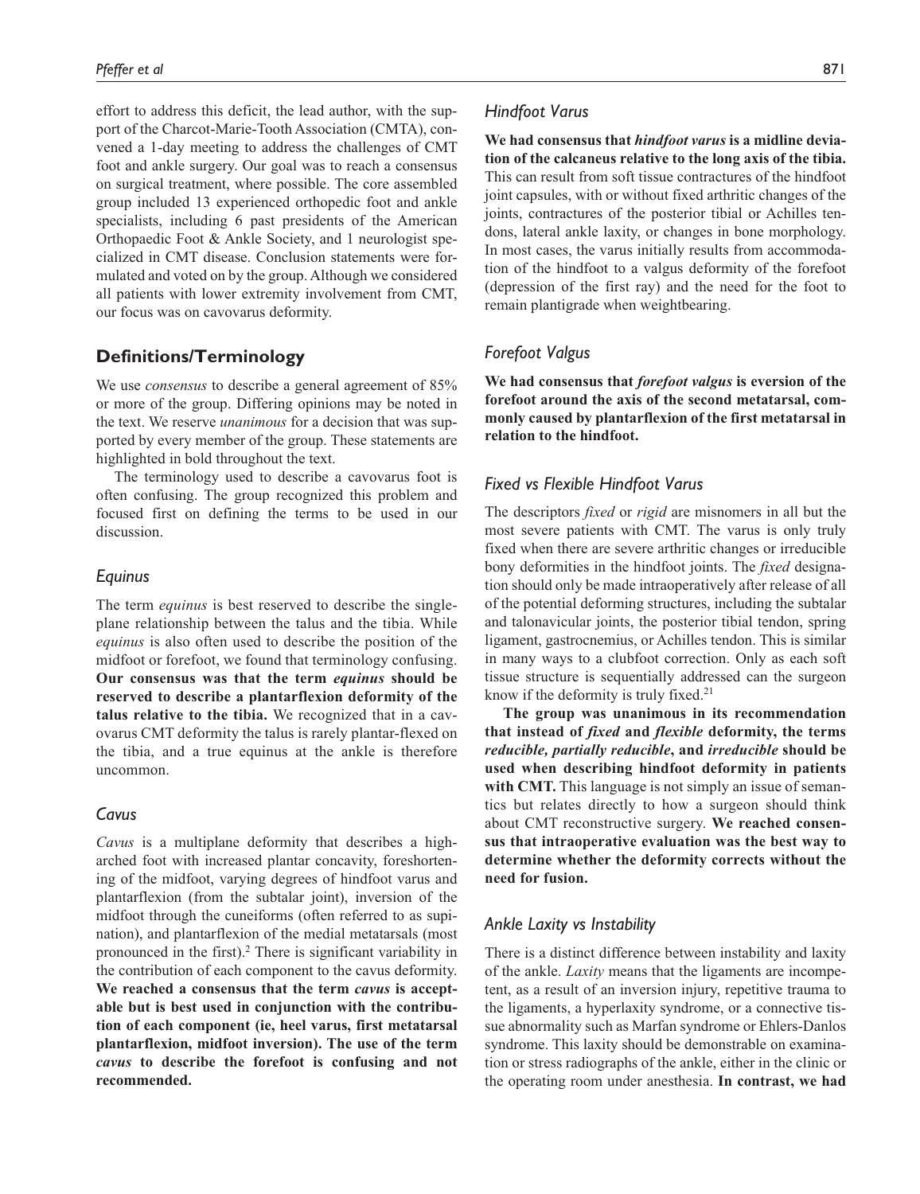effort to address this deficit, the lead author, with the support of the Charcot-Marie-Tooth Association (CMTA), convened a 1-day meeting to address the challenges of CMT foot and ankle surgery. Our goal was to reach a consensus on surgical treatment, where possible. The core assembled group included 13 experienced orthopedic foot and ankle specialists, including 6 past presidents of the American Orthopaedic Foot & Ankle Society, and 1 neurologist specialized in CMT disease. Conclusion statements were formulated and voted on by the group. Although we considered all patients with lower extremity involvement from CMT, our focus was on cavovarus deformity.

## Definitions/Terminology

We use *consensus* to describe a general agreement of 85% or more of the group. Differing opinions may be noted in the text. We reserve *unanimous* for a decision that was supported by every member of the group. These statements are highlighted in bold throughout the text.

The terminology used to describe a cavovarus foot is often confusing. The group recognized this problem and focused first on defining the terms to be used in our discussion.

### Equinus

The term *equinus* is best reserved to describe the single-plane relationship between the talus and the tibia. While *equinus* is also often used to describe the position of the midfoot or forefoot, we found that terminology confusing. **Our consensus was that the term *equinus* should be reserved to describe a plantarflexion deformity of the talus relative to the tibia.** We recognized that in a cavovarus CMT deformity the talus is rarely plantar-flexed on the tibia, and a true equinus at the ankle is therefore uncommon.

### Cavus

*Cavus* is a multiplane deformity that describes a high-arched foot with increased plantar concavity, foreshortening of the midfoot, varying degrees of hindfoot varus and plantarflexion (from the subtalar joint), inversion of the midfoot through the cuneiforms (often referred to as supination), and plantarflexion of the medial metatarsals (most pronounced in the first).[2] There is significant variability in the contribution of each component to the cavus deformity. **We reached a consensus that the term *cavus* is acceptable but is best used in conjunction with the contribution of each component (ie, heel varus, first metatarsal plantarflexion, midfoot inversion). The use of the term *cavus* to describe the forefoot is confusing and not recommended.**

### Hindfoot Varus

**We had consensus that *hindfoot varus* is a midline deviation of the calcaneus relative to the long axis of the tibia.** This can result from soft tissue contractures of the hindfoot joint capsules, with or without fixed arthritic changes of the joints, contractures of the posterior tibial or Achilles tendons, lateral ankle laxity, or changes in bone morphology. In most cases, the varus initially results from accommodation of the hindfoot to a valgus deformity of the forefoot (depression of the first ray) and the need for the foot to remain plantigrade when weightbearing.

### Forefoot Valgus

**We had consensus that *forefoot valgus* is eversion of the forefoot around the axis of the second metatarsal, commonly caused by plantarflexion of the first metatarsal in relation to the hindfoot.**

### Fixed vs Flexible Hindfoot Varus

The descriptors *fixed* or *rigid* are misnomers in all but the most severe patients with CMT. The varus is only truly fixed when there are severe arthritic changes or irreducible bony deformities in the hindfoot joints. The *fixed* designation should only be made intraoperatively after release of all of the potential deforming structures, including the subtalar and talonavicular joints, the posterior tibial tendon, spring ligament, gastrocnemius, or Achilles tendon. This is similar in many ways to a clubfoot correction. Only as each soft tissue structure is sequentially addressed can the surgeon know if the deformity is truly fixed.[21]

**The group was unanimous in its recommendation that instead of *fixed* and *flexible* deformity, the terms *reducible, partially reducible*, and *irreducible* should be used when describing hindfoot deformity in patients with CMT.** This language is not simply an issue of semantics but relates directly to how a surgeon should think about CMT reconstructive surgery. **We reached consensus that intraoperative evaluation was the best way to determine whether the deformity corrects without the need for fusion.**

### Ankle Laxity vs Instability

There is a distinct difference between instability and laxity of the ankle. *Laxity* means that the ligaments are incompetent, as a result of an inversion injury, repetitive trauma to the ligaments, a hyperlaxity syndrome, or a connective tissue abnormality such as Marfan syndrome or Ehlers-Danlos syndrome. This laxity should be demonstrable on examination or stress radiographs of the ankle, either in the clinic or the operating room under anesthesia. **In contrast, we had**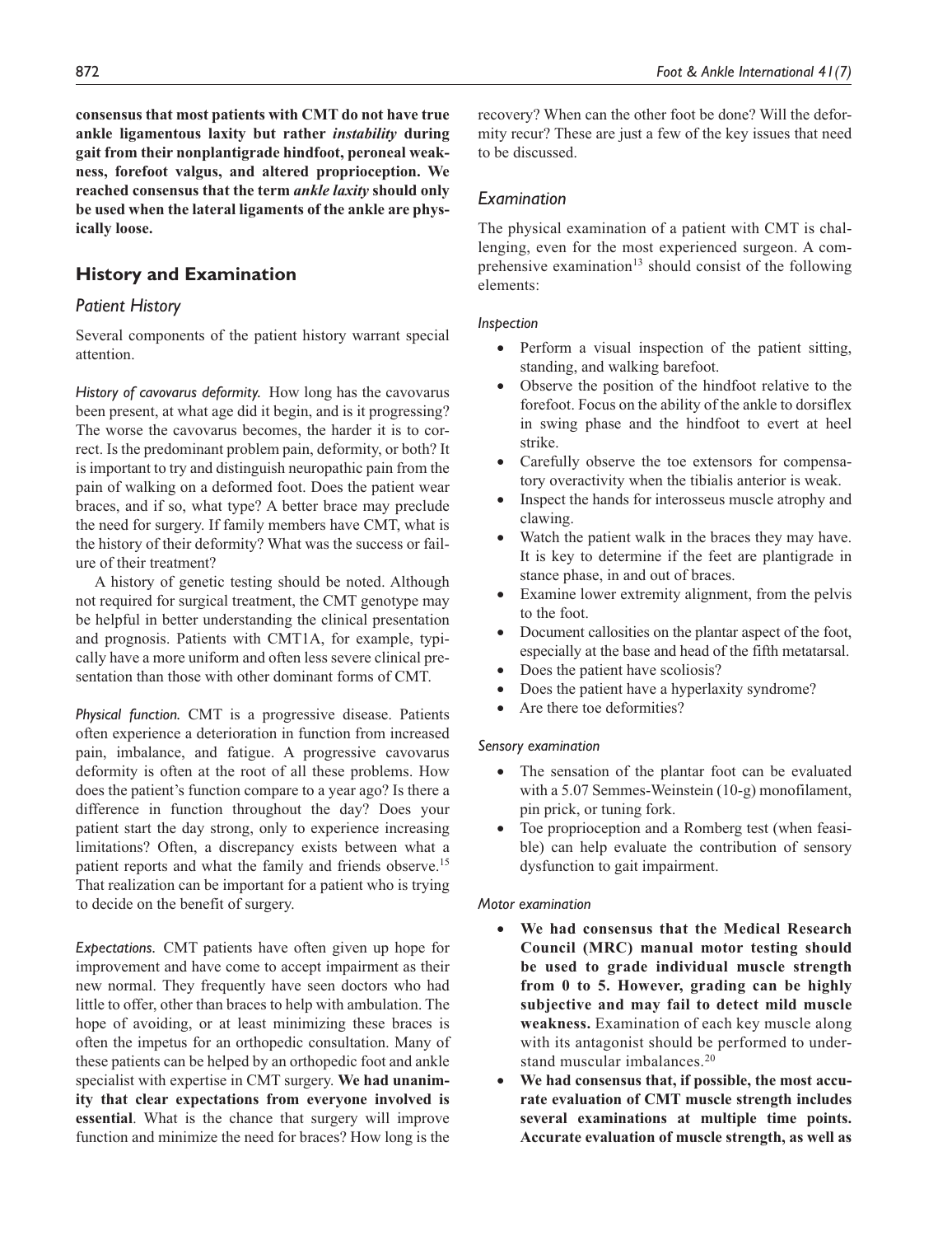**consensus that most patients with CMT do not have true ankle ligamentous laxity but rather *instability* during gait from their nonplantigrade hindfoot, peroneal weakness, forefoot valgus, and altered proprioception. We reached consensus that the term *ankle laxity* should only be used when the lateral ligaments of the ankle are physically loose.**

## History and Examination

### Patient History

Several components of the patient history warrant special attention.

*History of cavovarus deformity.* How long has the cavovarus been present, at what age did it begin, and is it progressing? The worse the cavovarus becomes, the harder it is to correct. Is the predominant problem pain, deformity, or both? It is important to try and distinguish neuropathic pain from the pain of walking on a deformed foot. Does the patient wear braces, and if so, what type? A better brace may preclude the need for surgery. If family members have CMT, what is the history of their deformity? What was the success or failure of their treatment?

A history of genetic testing should be noted. Although not required for surgical treatment, the CMT genotype may be helpful in better understanding the clinical presentation and prognosis. Patients with CMT1A, for example, typically have a more uniform and often less severe clinical presentation than those with other dominant forms of CMT.

*Physical function.* CMT is a progressive disease. Patients often experience a deterioration in function from increased pain, imbalance, and fatigue. A progressive cavovarus deformity is often at the root of all these problems. How does the patient's function compare to a year ago? Is there a difference in function throughout the day? Does your patient start the day strong, only to experience increasing limitations? Often, a discrepancy exists between what a patient reports and what the family and friends observe.[15] That realization can be important for a patient who is trying to decide on the benefit of surgery.

*Expectations.* CMT patients have often given up hope for improvement and have come to accept impairment as their new normal. They frequently have seen doctors who had little to offer, other than braces to help with ambulation. The hope of avoiding, or at least minimizing these braces is often the impetus for an orthopedic consultation. Many of these patients can be helped by an orthopedic foot and ankle specialist with expertise in CMT surgery. **We had unanimity that clear expectations from everyone involved is essential**. What is the chance that surgery will improve function and minimize the need for braces? How long is the recovery? When can the other foot be done? Will the deformity recur? These are just a few of the key issues that need to be discussed.

### Examination

The physical examination of a patient with CMT is challenging, even for the most experienced surgeon. A comprehensive examination[13] should consist of the following elements:

#### Inspection

- Perform a visual inspection of the patient sitting, standing, and walking barefoot.
- Observe the position of the hindfoot relative to the forefoot. Focus on the ability of the ankle to dorsiflex in swing phase and the hindfoot to evert at heel strike.
- Carefully observe the toe extensors for compensatory overactivity when the tibialis anterior is weak.
- Inspect the hands for interosseus muscle atrophy and clawing.
- Watch the patient walk in the braces they may have. It is key to determine if the feet are plantigrade in stance phase, in and out of braces.
- Examine lower extremity alignment, from the pelvis to the foot.
- Document callosities on the plantar aspect of the foot, especially at the base and head of the fifth metatarsal.
- Does the patient have scoliosis?
- Does the patient have a hyperlaxity syndrome?
- Are there toe deformities?

#### Sensory examination

- The sensation of the plantar foot can be evaluated with a 5.07 Semmes-Weinstein (10-g) monofilament, pin prick, or tuning fork.
- Toe proprioception and a Romberg test (when feasible) can help evaluate the contribution of sensory dysfunction to gait impairment.

#### Motor examination

- **We had consensus that the Medical Research Council (MRC) manual motor testing should be used to grade individual muscle strength from 0 to 5. However, grading can be highly subjective and may fail to detect mild muscle weakness.** Examination of each key muscle along with its antagonist should be performed to understand muscular imbalances.[20]
- **We had consensus that, if possible, the most accurate evaluation of CMT muscle strength includes several examinations at multiple time points. Accurate evaluation of muscle strength, as well as**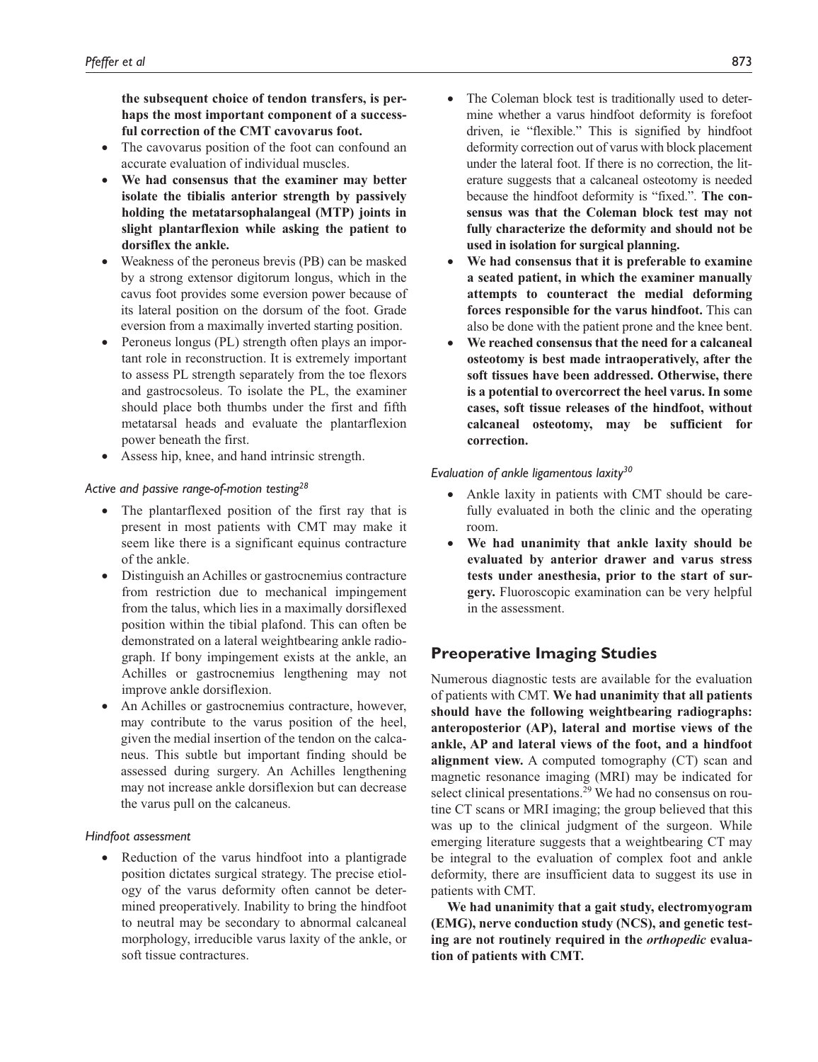**the subsequent choice of tendon transfers, is perhaps the most important component of a successful correction of the CMT cavovarus foot.**

- The cavovarus position of the foot can confound an accurate evaluation of individual muscles.
- **We had consensus that the examiner may better isolate the tibialis anterior strength by passively holding the metatarsophalangeal (MTP) joints in slight plantarflexion while asking the patient to dorsiflex the ankle.**
- Weakness of the peroneus brevis (PB) can be masked by a strong extensor digitorum longus, which in the cavus foot provides some eversion power because of its lateral position on the dorsum of the foot. Grade eversion from a maximally inverted starting position.
- Peroneus longus (PL) strength often plays an important role in reconstruction. It is extremely important to assess PL strength separately from the toe flexors and gastrocsoleus. To isolate the PL, the examiner should place both thumbs under the first and fifth metatarsal heads and evaluate the plantarflexion power beneath the first.
- Assess hip, knee, and hand intrinsic strength.

*Active and passive range-of-motion testing*[28]

- The plantarflexed position of the first ray that is present in most patients with CMT may make it seem like there is a significant equinus contracture of the ankle.
- Distinguish an Achilles or gastrocnemius contracture from restriction due to mechanical impingement from the talus, which lies in a maximally dorsiflexed position within the tibial plafond. This can often be demonstrated on a lateral weightbearing ankle radiograph. If bony impingement exists at the ankle, an Achilles or gastrocnemius lengthening may not improve ankle dorsiflexion.
- An Achilles or gastrocnemius contracture, however, may contribute to the varus position of the heel, given the medial insertion of the tendon on the calcaneus. This subtle but important finding should be assessed during surgery. An Achilles lengthening may not increase ankle dorsiflexion but can decrease the varus pull on the calcaneus.

*Hindfoot assessment*

- Reduction of the varus hindfoot into a plantigrade position dictates surgical strategy. The precise etiology of the varus deformity often cannot be determined preoperatively. Inability to bring the hindfoot to neutral may be secondary to abnormal calcaneal morphology, irreducible varus laxity of the ankle, or soft tissue contractures.
- The Coleman block test is traditionally used to determine whether a varus hindfoot deformity is forefoot driven, ie "flexible." This is signified by hindfoot deformity correction out of varus with block placement under the lateral foot. If there is no correction, the literature suggests that a calcaneal osteotomy is needed because the hindfoot deformity is "fixed.". **The consensus was that the Coleman block test may not fully characterize the deformity and should not be used in isolation for surgical planning.**
- **We had consensus that it is preferable to examine a seated patient, in which the examiner manually attempts to counteract the medial deforming forces responsible for the varus hindfoot.** This can also be done with the patient prone and the knee bent.
- **We reached consensus that the need for a calcaneal osteotomy is best made intraoperatively, after the soft tissues have been addressed. Otherwise, there is a potential to overcorrect the heel varus. In some cases, soft tissue releases of the hindfoot, without calcaneal osteotomy, may be sufficient for correction.**

*Evaluation of ankle ligamentous laxity*[30]

- Ankle laxity in patients with CMT should be carefully evaluated in both the clinic and the operating room.
- **We had unanimity that ankle laxity should be evaluated by anterior drawer and varus stress tests under anesthesia, prior to the start of surgery.** Fluoroscopic examination can be very helpful in the assessment.

## Preoperative Imaging Studies

Numerous diagnostic tests are available for the evaluation of patients with CMT. **We had unanimity that all patients should have the following weightbearing radiographs: anteroposterior (AP), lateral and mortise views of the ankle, AP and lateral views of the foot, and a hindfoot alignment view.** A computed tomography (CT) scan and magnetic resonance imaging (MRI) may be indicated for select clinical presentations.[29] We had no consensus on routine CT scans or MRI imaging; the group believed that this was up to the clinical judgment of the surgeon. While emerging literature suggests that a weightbearing CT may be integral to the evaluation of complex foot and ankle deformity, there are insufficient data to suggest its use in patients with CMT.

**We had unanimity that a gait study, electromyogram (EMG), nerve conduction study (NCS), and genetic testing are not routinely required in the *orthopedic* evaluation of patients with CMT.**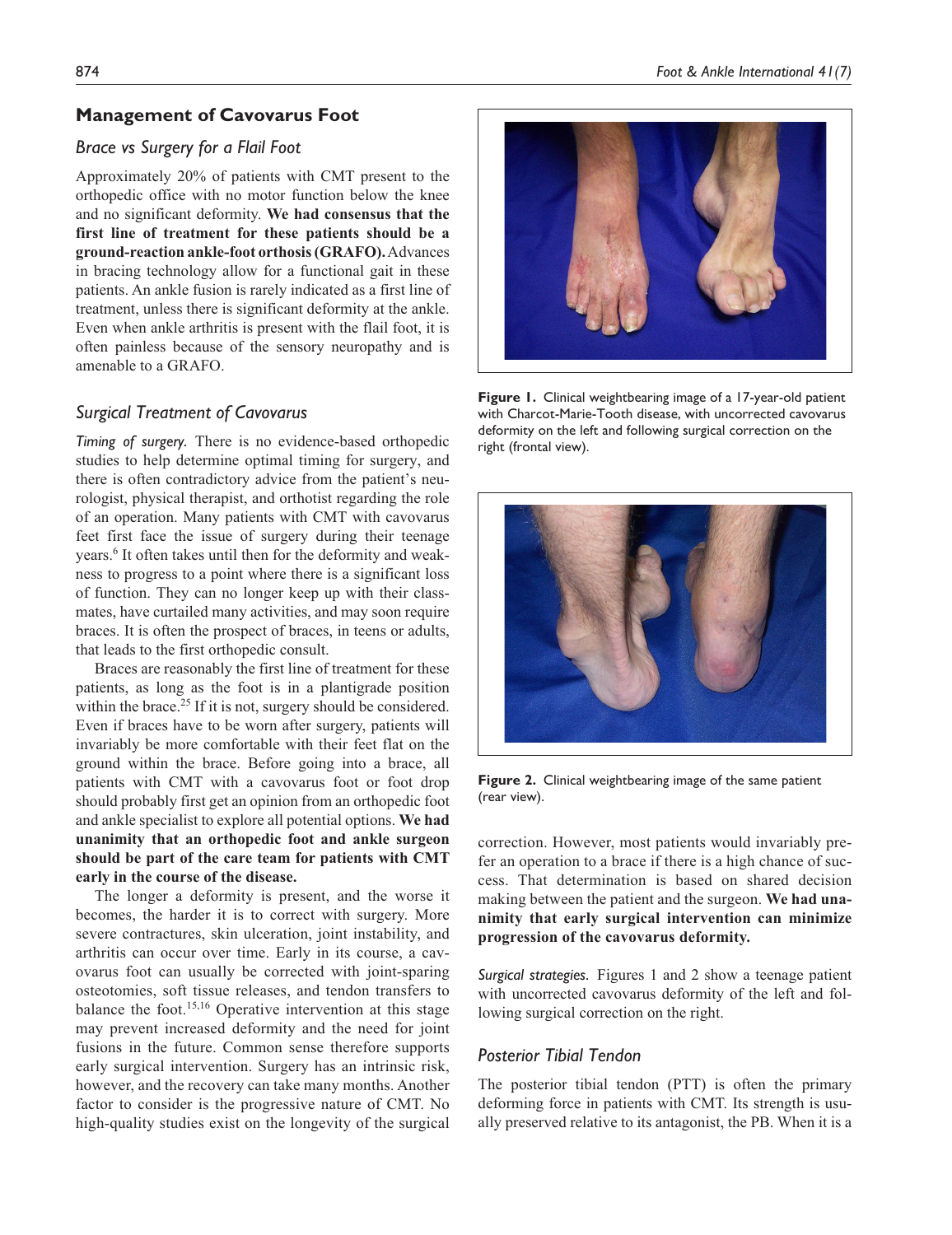## Management of Cavovarus Foot

### Brace vs Surgery for a Flail Foot

Approximately 20% of patients with CMT present to the orthopedic office with no motor function below the knee and no significant deformity. **We had consensus that the first line of treatment for these patients should be a ground-reaction ankle-foot orthosis (GRAFO).** Advances in bracing technology allow for a functional gait in these patients. An ankle fusion is rarely indicated as a first line of treatment, unless there is significant deformity at the ankle. Even when ankle arthritis is present with the flail foot, it is often painless because of the sensory neuropathy and is amenable to a GRAFO.

### Surgical Treatment of Cavovarus

*Timing of surgery.* There is no evidence-based orthopedic studies to help determine optimal timing for surgery, and there is often contradictory advice from the patient's neurologist, physical therapist, and orthotist regarding the role of an operation. Many patients with CMT with cavovarus feet first face the issue of surgery during their teenage years.[6] It often takes until then for the deformity and weakness to progress to a point where there is a significant loss of function. They can no longer keep up with their classmates, have curtailed many activities, and may soon require braces. It is often the prospect of braces, in teens or adults, that leads to the first orthopedic consult.

Braces are reasonably the first line of treatment for these patients, as long as the foot is in a plantigrade position within the brace.[25] If it is not, surgery should be considered. Even if braces have to be worn after surgery, patients will invariably be more comfortable with their feet flat on the ground within the brace. Before going into a brace, all patients with CMT with a cavovarus foot or foot drop should probably first get an opinion from an orthopedic foot and ankle specialist to explore all potential options. **We had unanimity that an orthopedic foot and ankle surgeon should be part of the care team for patients with CMT early in the course of the disease.**

The longer a deformity is present, and the worse it becomes, the harder it is to correct with surgery. More severe contractures, skin ulceration, joint instability, and arthritis can occur over time. Early in its course, a cavovarus foot can usually be corrected with joint-sparing osteotomies, soft tissue releases, and tendon transfers to balance the foot.[15,16] Operative intervention at this stage may prevent increased deformity and the need for joint fusions in the future. Common sense therefore supports early surgical intervention. Surgery has an intrinsic risk, however, and the recovery can take many months. Another factor to consider is the progressive nature of CMT. No high-quality studies exist on the longevity of the surgical correction. However, most patients would invariably prefer an operation to a brace if there is a high chance of success. That determination is based on shared decision making between the patient and the surgeon. **We had unanimity that early surgical intervention can minimize progression of the cavovarus deformity.**

**Figure 1.** Clinical weightbearing image of a 17-year-old patient with Charcot-Marie-Tooth disease, with uncorrected cavovarus deformity on the left and following surgical correction on the right (frontal view).

**Figure 2.** Clinical weightbearing image of the same patient (rear view).

*Surgical strategies.* Figures 1 and 2 show a teenage patient with uncorrected cavovarus deformity of the left and following surgical correction on the right.

### Posterior Tibial Tendon

The posterior tibial tendon (PTT) is often the primary deforming force in patients with CMT. Its strength is usually preserved relative to its antagonist, the PB. When it is a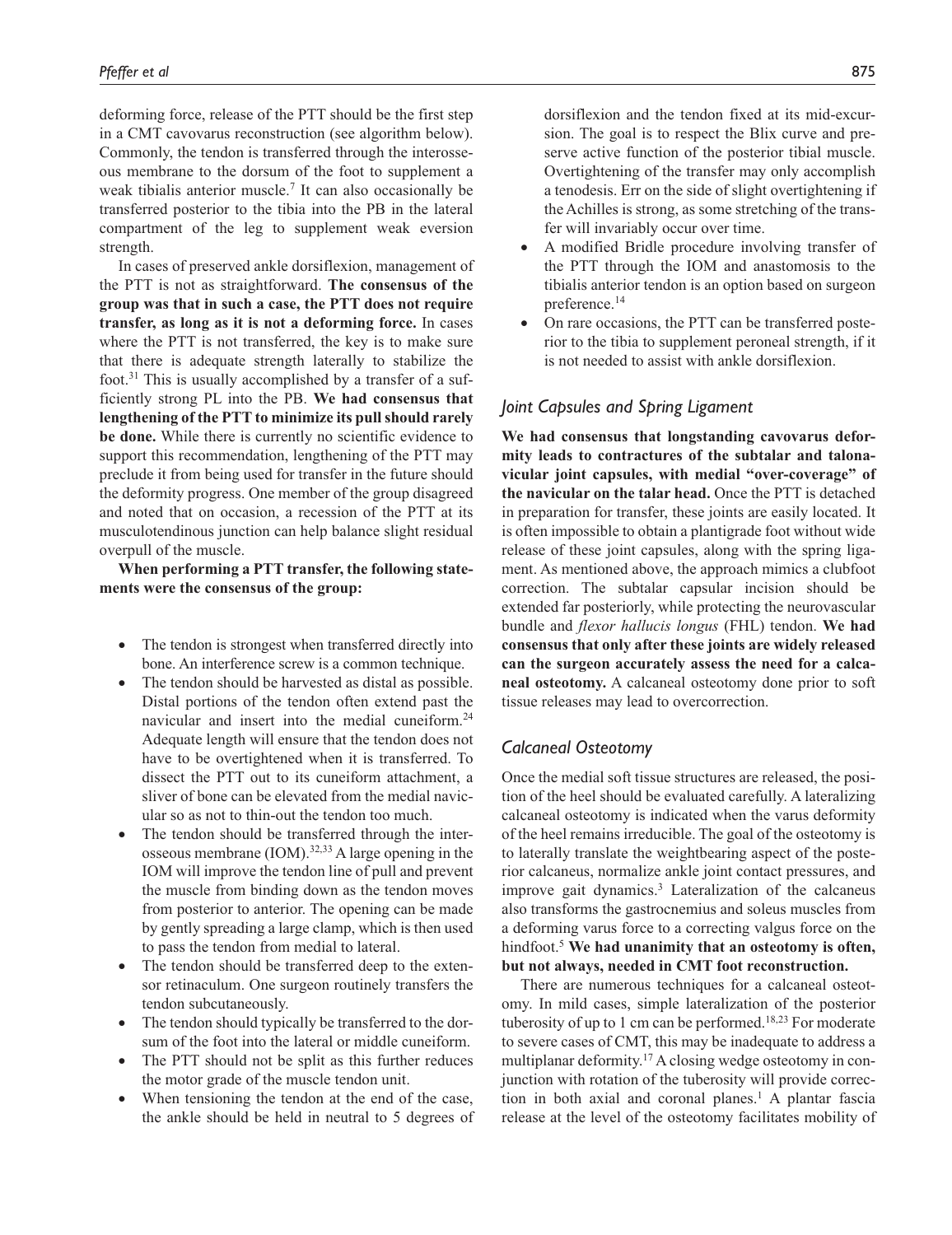deforming force, release of the PTT should be the first step in a CMT cavovarus reconstruction (see algorithm below). Commonly, the tendon is transferred through the interosseous membrane to the dorsum of the foot to supplement a weak tibialis anterior muscle.[7] It can also occasionally be transferred posterior to the tibia into the PB in the lateral compartment of the leg to supplement weak eversion strength.

In cases of preserved ankle dorsiflexion, management of the PTT is not as straightforward. **The consensus of the group was that in such a case, the PTT does not require transfer, as long as it is not a deforming force.** In cases where the PTT is not transferred, the key is to make sure that there is adequate strength laterally to stabilize the foot.[31] This is usually accomplished by a transfer of a sufficiently strong PL into the PB. **We had consensus that lengthening of the PTT to minimize its pull should rarely be done.** While there is currently no scientific evidence to support this recommendation, lengthening of the PTT may preclude it from being used for transfer in the future should the deformity progress. One member of the group disagreed and noted that on occasion, a recession of the PTT at its musculotendinous junction can help balance slight residual overpull of the muscle.

**When performing a PTT transfer, the following statements were the consensus of the group:**

- The tendon is strongest when transferred directly into bone. An interference screw is a common technique.
- The tendon should be harvested as distal as possible. Distal portions of the tendon often extend past the navicular and insert into the medial cuneiform.[24] Adequate length will ensure that the tendon does not have to be overtightened when it is transferred. To dissect the PTT out to its cuneiform attachment, a sliver of bone can be elevated from the medial navicular so as not to thin-out the tendon too much.
- The tendon should be transferred through the interosseous membrane (IOM).[32,33] A large opening in the IOM will improve the tendon line of pull and prevent the muscle from binding down as the tendon moves from posterior to anterior. The opening can be made by gently spreading a large clamp, which is then used to pass the tendon from medial to lateral.
- The tendon should be transferred deep to the extensor retinaculum. One surgeon routinely transfers the tendon subcutaneously.
- The tendon should typically be transferred to the dorsum of the foot into the lateral or middle cuneiform.
- The PTT should not be split as this further reduces the motor grade of the muscle tendon unit.
- When tensioning the tendon at the end of the case, the ankle should be held in neutral to 5 degrees of dorsiflexion and the tendon fixed at its mid-excursion. The goal is to respect the Blix curve and preserve active function of the posterior tibial muscle. Overtightening of the transfer may only accomplish a tenodesis. Err on the side of slight overtightening if the Achilles is strong, as some stretching of the transfer will invariably occur over time.
- A modified Bridle procedure involving transfer of the PTT through the IOM and anastomosis to the tibialis anterior tendon is an option based on surgeon preference.[14]
- On rare occasions, the PTT can be transferred posterior to the tibia to supplement peroneal strength, if it is not needed to assist with ankle dorsiflexion.

### *Joint Capsules and Spring Ligament*

**We had consensus that longstanding cavovarus deformity leads to contractures of the subtalar and talonavicular joint capsules, with medial "over-coverage" of the navicular on the talar head.** Once the PTT is detached in preparation for transfer, these joints are easily located. It is often impossible to obtain a plantigrade foot without wide release of these joint capsules, along with the spring ligament. As mentioned above, the approach mimics a clubfoot correction. The subtalar capsular incision should be extended far posteriorly, while protecting the neurovascular bundle and *flexor hallucis longus* (FHL) tendon. **We had consensus that only after these joints are widely released can the surgeon accurately assess the need for a calcaneal osteotomy.** A calcaneal osteotomy done prior to soft tissue releases may lead to overcorrection.

### *Calcaneal Osteotomy*

Once the medial soft tissue structures are released, the position of the heel should be evaluated carefully. A lateralizing calcaneal osteotomy is indicated when the varus deformity of the heel remains irreducible. The goal of the osteotomy is to laterally translate the weightbearing aspect of the posterior calcaneus, normalize ankle joint contact pressures, and improve gait dynamics.[3] Lateralization of the calcaneus also transforms the gastrocnemius and soleus muscles from a deforming varus force to a correcting valgus force on the hindfoot.[5] **We had unanimity that an osteotomy is often, but not always, needed in CMT foot reconstruction.**

There are numerous techniques for a calcaneal osteotomy. In mild cases, simple lateralization of the posterior tuberosity of up to 1 cm can be performed.[18,23] For moderate to severe cases of CMT, this may be inadequate to address a multiplanar deformity.[17] A closing wedge osteotomy in conjunction with rotation of the tuberosity will provide correction in both axial and coronal planes.[1] A plantar fascia release at the level of the osteotomy facilitates mobility of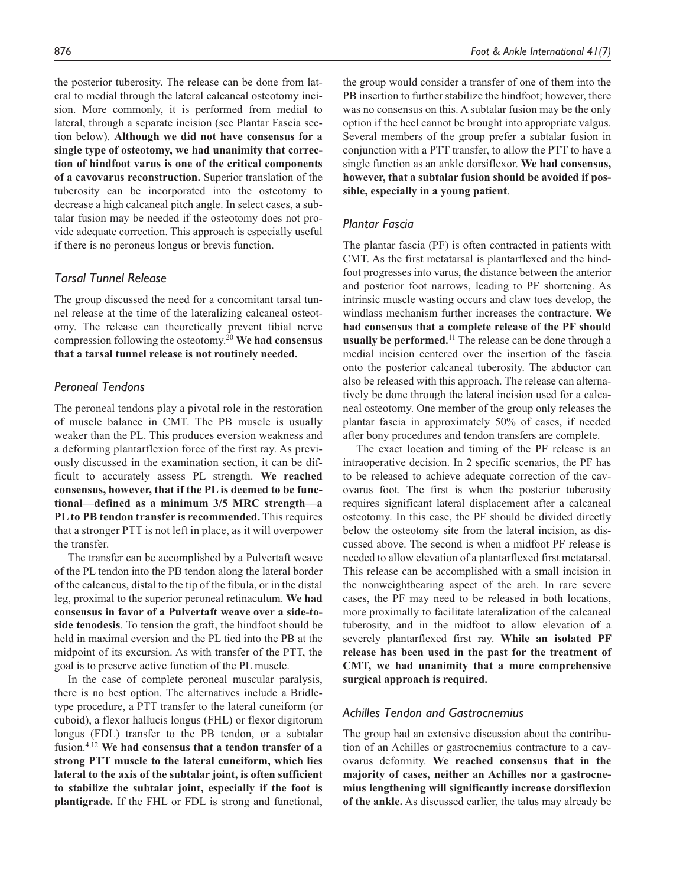the posterior tuberosity. The release can be done from lateral to medial through the lateral calcaneal osteotomy incision. More commonly, it is performed from medial to lateral, through a separate incision (see Plantar Fascia section below). **Although we did not have consensus for a single type of osteotomy, we had unanimity that correction of hindfoot varus is one of the critical components of a cavovarus reconstruction.** Superior translation of the tuberosity can be incorporated into the osteotomy to decrease a high calcaneal pitch angle. In select cases, a subtalar fusion may be needed if the osteotomy does not provide adequate correction. This approach is especially useful if there is no peroneus longus or brevis function.

## Tarsal Tunnel Release

The group discussed the need for a concomitant tarsal tunnel release at the time of the lateralizing calcaneal osteotomy. The release can theoretically prevent tibial nerve compression following the osteotomy.[20] **We had consensus that a tarsal tunnel release is not routinely needed.**

## Peroneal Tendons

The peroneal tendons play a pivotal role in the restoration of muscle balance in CMT. The PB muscle is usually weaker than the PL. This produces eversion weakness and a deforming plantarflexion force of the first ray. As previously discussed in the examination section, it can be difficult to accurately assess PL strength. **We reached consensus, however, that if the PL is deemed to be functional—defined as a minimum 3/5 MRC strength—a PL to PB tendon transfer is recommended.** This requires that a stronger PTT is not left in place, as it will overpower the transfer.

The transfer can be accomplished by a Pulvertaft weave of the PL tendon into the PB tendon along the lateral border of the calcaneus, distal to the tip of the fibula, or in the distal leg, proximal to the superior peroneal retinaculum. **We had consensus in favor of a Pulvertaft weave over a side-to-side tenodesis**. To tension the graft, the hindfoot should be held in maximal eversion and the PL tied into the PB at the midpoint of its excursion. As with transfer of the PTT, the goal is to preserve active function of the PL muscle.

In the case of complete peroneal muscular paralysis, there is no best option. The alternatives include a Bridle-type procedure, a PTT transfer to the lateral cuneiform (or cuboid), a flexor hallucis longus (FHL) or flexor digitorum longus (FDL) transfer to the PB tendon, or a subtalar fusion.[4,12] **We had consensus that a tendon transfer of a strong PTT muscle to the lateral cuneiform, which lies lateral to the axis of the subtalar joint, is often sufficient to stabilize the subtalar joint, especially if the foot is plantigrade.** If the FHL or FDL is strong and functional, the group would consider a transfer of one of them into the PB insertion to further stabilize the hindfoot; however, there was no consensus on this. A subtalar fusion may be the only option if the heel cannot be brought into appropriate valgus. Several members of the group prefer a subtalar fusion in conjunction with a PTT transfer, to allow the PTT to have a single function as an ankle dorsiflexor. **We had consensus, however, that a subtalar fusion should be avoided if possible, especially in a young patient**.

## Plantar Fascia

The plantar fascia (PF) is often contracted in patients with CMT. As the first metatarsal is plantarflexed and the hindfoot progresses into varus, the distance between the anterior and posterior foot narrows, leading to PF shortening. As intrinsic muscle wasting occurs and claw toes develop, the windlass mechanism further increases the contracture. **We had consensus that a complete release of the PF should usually be performed.**[11] The release can be done through a medial incision centered over the insertion of the fascia onto the posterior calcaneal tuberosity. The abductor can also be released with this approach. The release can alternatively be done through the lateral incision used for a calcaneal osteotomy. One member of the group only releases the plantar fascia in approximately 50% of cases, if needed after bony procedures and tendon transfers are complete.

The exact location and timing of the PF release is an intraoperative decision. In 2 specific scenarios, the PF has to be released to achieve adequate correction of the cavovarus foot. The first is when the posterior tuberosity requires significant lateral displacement after a calcaneal osteotomy. In this case, the PF should be divided directly below the osteotomy site from the lateral incision, as discussed above. The second is when a midfoot PF release is needed to allow elevation of a plantarflexed first metatarsal. This release can be accomplished with a small incision in the nonweightbearing aspect of the arch. In rare severe cases, the PF may need to be released in both locations, more proximally to facilitate lateralization of the calcaneal tuberosity, and in the midfoot to allow elevation of a severely plantarflexed first ray. **While an isolated PF release has been used in the past for the treatment of CMT, we had unanimity that a more comprehensive surgical approach is required.**

## Achilles Tendon and Gastrocnemius

The group had an extensive discussion about the contribution of an Achilles or gastrocnemius contracture to a cavovarus deformity. **We reached consensus that in the majority of cases, neither an Achilles nor a gastrocnemius lengthening will significantly increase dorsiflexion of the ankle.** As discussed earlier, the talus may already be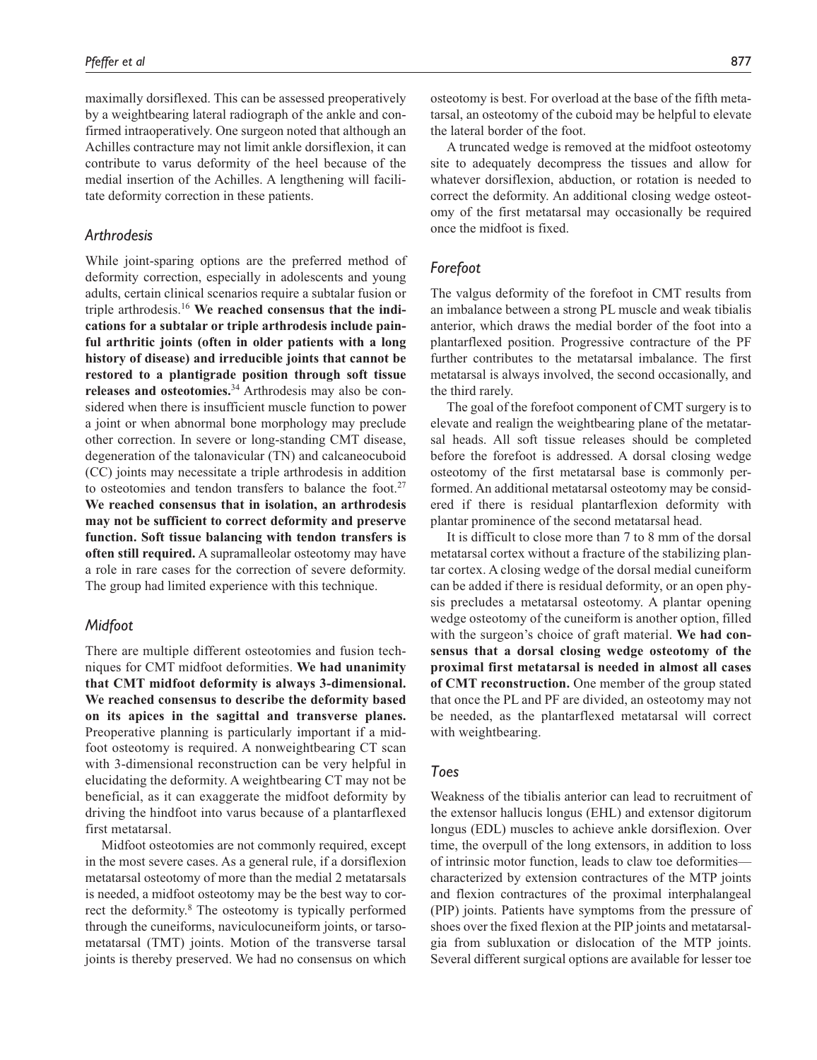maximally dorsiflexed. This can be assessed preoperatively by a weightbearing lateral radiograph of the ankle and confirmed intraoperatively. One surgeon noted that although an Achilles contracture may not limit ankle dorsiflexion, it can contribute to varus deformity of the heel because of the medial insertion of the Achilles. A lengthening will facilitate deformity correction in these patients.

### *Arthrodesis*

While joint-sparing options are the preferred method of deformity correction, especially in adolescents and young adults, certain clinical scenarios require a subtalar fusion or triple arthrodesis.[16] **We reached consensus that the indications for a subtalar or triple arthrodesis include painful arthritic joints (often in older patients with a long history of disease) and irreducible joints that cannot be restored to a plantigrade position through soft tissue releases and osteotomies.**[34] Arthrodesis may also be considered when there is insufficient muscle function to power a joint or when abnormal bone morphology may preclude other correction. In severe or long-standing CMT disease, degeneration of the talonavicular (TN) and calcaneocuboid (CC) joints may necessitate a triple arthrodesis in addition to osteotomies and tendon transfers to balance the foot.[27] **We reached consensus that in isolation, an arthrodesis may not be sufficient to correct deformity and preserve function. Soft tissue balancing with tendon transfers is often still required.** A supramalleolar osteotomy may have a role in rare cases for the correction of severe deformity. The group had limited experience with this technique.

### *Midfoot*

There are multiple different osteotomies and fusion techniques for CMT midfoot deformities. **We had unanimity that CMT midfoot deformity is always 3-dimensional. We reached consensus to describe the deformity based on its apices in the sagittal and transverse planes.** Preoperative planning is particularly important if a midfoot osteotomy is required. A nonweightbearing CT scan with 3-dimensional reconstruction can be very helpful in elucidating the deformity. A weightbearing CT may not be beneficial, as it can exaggerate the midfoot deformity by driving the hindfoot into varus because of a plantarflexed first metatarsal.

Midfoot osteotomies are not commonly required, except in the most severe cases. As a general rule, if a dorsiflexion metatarsal osteotomy of more than the medial 2 metatarsals is needed, a midfoot osteotomy may be the best way to correct the deformity.[8] The osteotomy is typically performed through the cuneiforms, naviculocuneiform joints, or tarsometatarsal (TMT) joints. Motion of the transverse tarsal joints is thereby preserved. We had no consensus on which osteotomy is best. For overload at the base of the fifth metatarsal, an osteotomy of the cuboid may be helpful to elevate the lateral border of the foot.

A truncated wedge is removed at the midfoot osteotomy site to adequately decompress the tissues and allow for whatever dorsiflexion, abduction, or rotation is needed to correct the deformity. An additional closing wedge osteotomy of the first metatarsal may occasionally be required once the midfoot is fixed.

### *Forefoot*

The valgus deformity of the forefoot in CMT results from an imbalance between a strong PL muscle and weak tibialis anterior, which draws the medial border of the foot into a plantarflexed position. Progressive contracture of the PF further contributes to the metatarsal imbalance. The first metatarsal is always involved, the second occasionally, and the third rarely.

The goal of the forefoot component of CMT surgery is to elevate and realign the weightbearing plane of the metatarsal heads. All soft tissue releases should be completed before the forefoot is addressed. A dorsal closing wedge osteotomy of the first metatarsal base is commonly performed. An additional metatarsal osteotomy may be considered if there is residual plantarflexion deformity with plantar prominence of the second metatarsal head.

It is difficult to close more than 7 to 8 mm of the dorsal metatarsal cortex without a fracture of the stabilizing plantar cortex. A closing wedge of the dorsal medial cuneiform can be added if there is residual deformity, or an open physis precludes a metatarsal osteotomy. A plantar opening wedge osteotomy of the cuneiform is another option, filled with the surgeon's choice of graft material. **We had consensus that a dorsal closing wedge osteotomy of the proximal first metatarsal is needed in almost all cases of CMT reconstruction.** One member of the group stated that once the PL and PF are divided, an osteotomy may not be needed, as the plantarflexed metatarsal will correct with weightbearing.

### *Toes*

Weakness of the tibialis anterior can lead to recruitment of the extensor hallucis longus (EHL) and extensor digitorum longus (EDL) muscles to achieve ankle dorsiflexion. Over time, the overpull of the long extensors, in addition to loss of intrinsic motor function, leads to claw toe deformities—characterized by extension contractures of the MTP joints and flexion contractures of the proximal interphalangeal (PIP) joints. Patients have symptoms from the pressure of shoes over the fixed flexion at the PIP joints and metatarsalgia from subluxation or dislocation of the MTP joints. Several different surgical options are available for lesser toe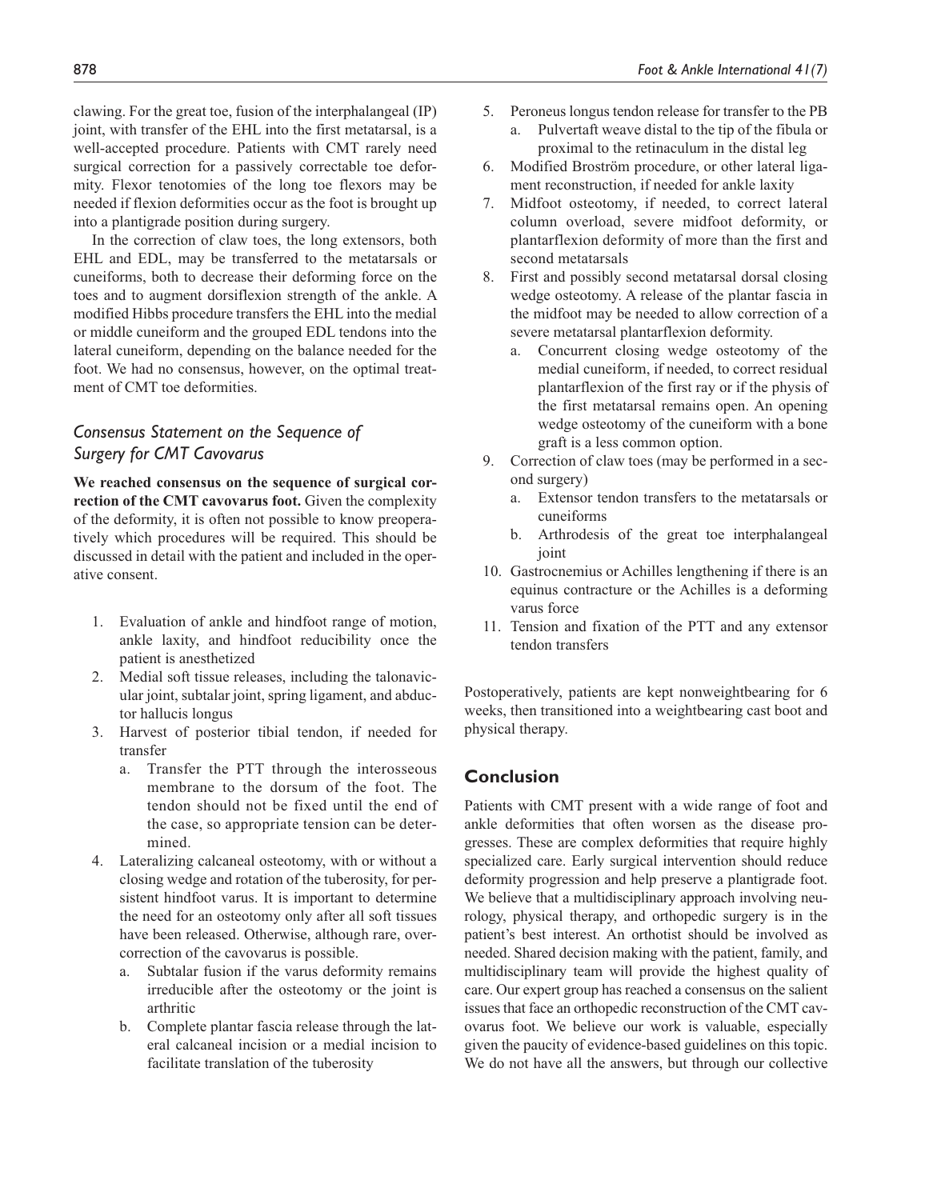clawing. For the great toe, fusion of the interphalangeal (IP) joint, with transfer of the EHL into the first metatarsal, is a well-accepted procedure. Patients with CMT rarely need surgical correction for a passively correctable toe deformity. Flexor tenotomies of the long toe flexors may be needed if flexion deformities occur as the foot is brought up into a plantigrade position during surgery.

In the correction of claw toes, the long extensors, both EHL and EDL, may be transferred to the metatarsals or cuneiforms, both to decrease their deforming force on the toes and to augment dorsiflexion strength of the ankle. A modified Hibbs procedure transfers the EHL into the medial or middle cuneiform and the grouped EDL tendons into the lateral cuneiform, depending on the balance needed for the foot. We had no consensus, however, on the optimal treatment of CMT toe deformities.

### *Consensus Statement on the Sequence of Surgery for CMT Cavovarus*

**We reached consensus on the sequence of surgical correction of the CMT cavovarus foot.** Given the complexity of the deformity, it is often not possible to know preoperatively which procedures will be required. This should be discussed in detail with the patient and included in the operative consent.

1. Evaluation of ankle and hindfoot range of motion, ankle laxity, and hindfoot reducibility once the patient is anesthetized
2. Medial soft tissue releases, including the talonavicular joint, subtalar joint, spring ligament, and abductor hallucis longus
3. Harvest of posterior tibial tendon, if needed for transfer
   a. Transfer the PTT through the interosseous membrane to the dorsum of the foot. The tendon should not be fixed until the end of the case, so appropriate tension can be determined.
4. Lateralizing calcaneal osteotomy, with or without a closing wedge and rotation of the tuberosity, for persistent hindfoot varus. It is important to determine the need for an osteotomy only after all soft tissues have been released. Otherwise, although rare, overcorrection of the cavovarus is possible.
   a. Subtalar fusion if the varus deformity remains irreducible after the osteotomy or the joint is arthritic
   b. Complete plantar fascia release through the lateral calcaneal incision or a medial incision to facilitate translation of the tuberosity
5. Peroneus longus tendon release for transfer to the PB
   a. Pulvertaft weave distal to the tip of the fibula or proximal to the retinaculum in the distal leg
6. Modified Broström procedure, or other lateral ligament reconstruction, if needed for ankle laxity
7. Midfoot osteotomy, if needed, to correct lateral column overload, severe midfoot deformity, or plantarflexion deformity of more than the first and second metatarsals
8. First and possibly second metatarsal dorsal closing wedge osteotomy. A release of the plantar fascia in the midfoot may be needed to allow correction of a severe metatarsal plantarflexion deformity.
   a. Concurrent closing wedge osteotomy of the medial cuneiform, if needed, to correct residual plantarflexion of the first ray or if the physis of the first metatarsal remains open. An opening wedge osteotomy of the cuneiform with a bone graft is a less common option.
9. Correction of claw toes (may be performed in a second surgery)
   a. Extensor tendon transfers to the metatarsals or cuneiforms
   b. Arthrodesis of the great toe interphalangeal joint
10. Gastrocnemius or Achilles lengthening if there is an equinus contracture or the Achilles is a deforming varus force
11. Tension and fixation of the PTT and any extensor tendon transfers

Postoperatively, patients are kept nonweightbearing for 6 weeks, then transitioned into a weightbearing cast boot and physical therapy.

## Conclusion

Patients with CMT present with a wide range of foot and ankle deformities that often worsen as the disease progresses. These are complex deformities that require highly specialized care. Early surgical intervention should reduce deformity progression and help preserve a plantigrade foot. We believe that a multidisciplinary approach involving neurology, physical therapy, and orthopedic surgery is in the patient's best interest. An orthotist should be involved as needed. Shared decision making with the patient, family, and multidisciplinary team will provide the highest quality of care. Our expert group has reached a consensus on the salient issues that face an orthopedic reconstruction of the CMT cavovarus foot. We believe our work is valuable, especially given the paucity of evidence-based guidelines on this topic. We do not have all the answers, but through our collective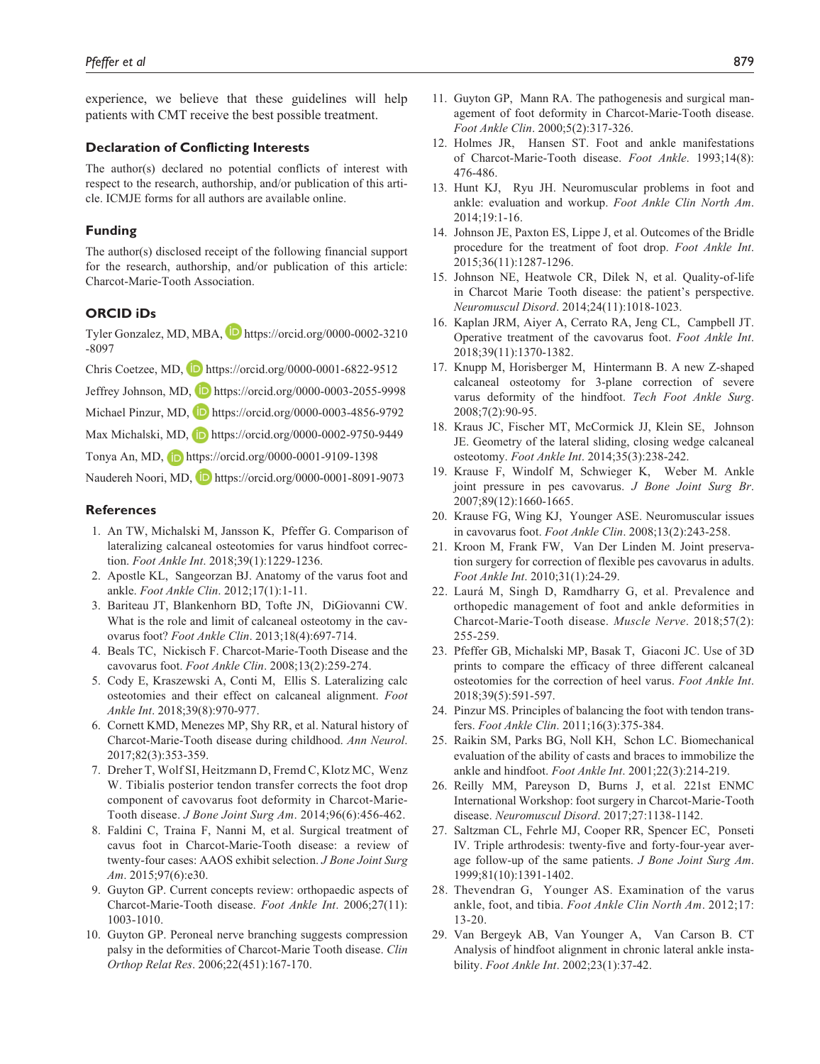experience, we believe that these guidelines will help patients with CMT receive the best possible treatment.

### Declaration of Conflicting Interests

The author(s) declared no potential conflicts of interest with respect to the research, authorship, and/or publication of this article. ICMJE forms for all authors are available online.

### Funding

The author(s) disclosed receipt of the following financial support for the research, authorship, and/or publication of this article: Charcot-Marie-Tooth Association.

### ORCID iDs

Tyler Gonzalez, MD, MBA, https://orcid.org/0000-0002-3210-8097

Chris Coetzee, MD, https://orcid.org/0000-0001-6822-9512

Jeffrey Johnson, MD, https://orcid.org/0000-0003-2055-9998

Michael Pinzur, MD, https://orcid.org/0000-0003-4856-9792

Max Michalski, MD, https://orcid.org/0000-0002-9750-9449

Tonya An, MD, https://orcid.org/0000-0001-9109-1398

Naudereh Noori, MD, https://orcid.org/0000-0001-8091-9073

### References

1. An TW, Michalski M, Jansson K, Pfeffer G. Comparison of lateralizing calcaneal osteotomies for varus hindfoot correction. *Foot Ankle Int*. 2018;39(1):1229-1236.
2. Apostle KL, Sangeorzan BJ. Anatomy of the varus foot and ankle. *Foot Ankle Clin*. 2012;17(1):1-11.
3. Bariteau JT, Blankenhorn BD, Tofte JN, DiGiovanni CW. What is the role and limit of calcaneal osteotomy in the cavovarus foot? *Foot Ankle Clin*. 2013;18(4):697-714.
4. Beals TC, Nickisch F. Charcot-Marie-Tooth Disease and the cavovarus foot. *Foot Ankle Clin*. 2008;13(2):259-274.
5. Cody E, Kraszewski A, Conti M, Ellis S. Lateralizing calc osteotomies and their effect on calcaneal alignment. *Foot Ankle Int*. 2018;39(8):970-977.
6. Cornett KMD, Menezes MP, Shy RR, et al. Natural history of Charcot-Marie-Tooth disease during childhood. *Ann Neurol*. 2017;82(3):353-359.
7. Dreher T, Wolf SI, Heitzmann D, Fremd C, Klotz MC, Wenz W. Tibialis posterior tendon transfer corrects the foot drop component of cavovarus foot deformity in Charcot-Marie-Tooth disease. *J Bone Joint Surg Am*. 2014;96(6):456-462.
8. Faldini C, Traina F, Nanni M, et al. Surgical treatment of cavus foot in Charcot-Marie-Tooth disease: a review of twenty-four cases: AAOS exhibit selection. *J Bone Joint Surg Am*. 2015;97(6):e30.
9. Guyton GP. Current concepts review: orthopaedic aspects of Charcot-Marie-Tooth disease. *Foot Ankle Int*. 2006;27(11):1003-1010.
10. Guyton GP. Peroneal nerve branching suggests compression palsy in the deformities of Charcot-Marie Tooth disease. *Clin Orthop Relat Res*. 2006;22(451):167-170.
11. Guyton GP, Mann RA. The pathogenesis and surgical management of foot deformity in Charcot-Marie-Tooth disease. *Foot Ankle Clin*. 2000;5(2):317-326.
12. Holmes JR, Hansen ST. Foot and ankle manifestations of Charcot-Marie-Tooth disease. *Foot Ankle*. 1993;14(8):476-486.
13. Hunt KJ, Ryu JH. Neuromuscular problems in foot and ankle: evaluation and workup. *Foot Ankle Clin North Am*. 2014;19:1-16.
14. Johnson JE, Paxton ES, Lippe J, et al. Outcomes of the Bridle procedure for the treatment of foot drop. *Foot Ankle Int*. 2015;36(11):1287-1296.
15. Johnson NE, Heatwole CR, Dilek N, et al. Quality-of-life in Charcot Marie Tooth disease: the patient's perspective. *Neuromuscul Disord*. 2014;24(11):1018-1023.
16. Kaplan JRM, Aiyer A, Cerrato RA, Jeng CL, Campbell JT. Operative treatment of the cavovarus foot. *Foot Ankle Int*. 2018;39(11):1370-1382.
17. Knupp M, Horisberger M, Hintermann B. A new Z-shaped calcaneal osteotomy for 3-plane correction of severe varus deformity of the hindfoot. *Tech Foot Ankle Surg*. 2008;7(2):90-95.
18. Kraus JC, Fischer MT, McCormick JJ, Klein SE, Johnson JE. Geometry of the lateral sliding, closing wedge calcaneal osteotomy. *Foot Ankle Int*. 2014;35(3):238-242.
19. Krause F, Windolf M, Schwieger K, Weber M. Ankle joint pressure in pes cavovarus. *J Bone Joint Surg Br*. 2007;89(12):1660-1665.
20. Krause FG, Wing KJ, Younger ASE. Neuromuscular issues in cavovarus foot. *Foot Ankle Clin*. 2008;13(2):243-258.
21. Kroon M, Frank FW, Van Der Linden M. Joint preservation surgery for correction of flexible pes cavovarus in adults. *Foot Ankle Int*. 2010;31(1):24-29.
22. Laurá M, Singh D, Ramdharry G, et al. Prevalence and orthopedic management of foot and ankle deformities in Charcot-Marie-Tooth disease. *Muscle Nerve*. 2018;57(2):255-259.
23. Pfeffer GB, Michalski MP, Basak T, Giaconi JC. Use of 3D prints to compare the efficacy of three different calcaneal osteotomies for the correction of heel varus. *Foot Ankle Int*. 2018;39(5):591-597.
24. Pinzur MS. Principles of balancing the foot with tendon transfers. *Foot Ankle Clin*. 2011;16(3):375-384.
25. Raikin SM, Parks BG, Noll KH, Schon LC. Biomechanical evaluation of the ability of casts and braces to immobilize the ankle and hindfoot. *Foot Ankle Int*. 2001;22(3):214-219.
26. Reilly MM, Pareyson D, Burns J, et al. 221st ENMC International Workshop: foot surgery in Charcot-Marie-Tooth disease. *Neuromuscul Disord*. 2017;27:1138-1142.
27. Saltzman CL, Fehrle MJ, Cooper RR, Spencer EC, Ponseti IV. Triple arthrodesis: twenty-five and forty-four-year average follow-up of the same patients. *J Bone Joint Surg Am*. 1999;81(10):1391-1402.
28. Thevendran G, Younger AS. Examination of the varus ankle, foot, and tibia. *Foot Ankle Clin North Am*. 2012;17:13-20.
29. Van Bergeyk AB, Van Younger A, Van Carson B. CT Analysis of hindfoot alignment in chronic lateral ankle instability. *Foot Ankle Int*. 2002;23(1):37-42.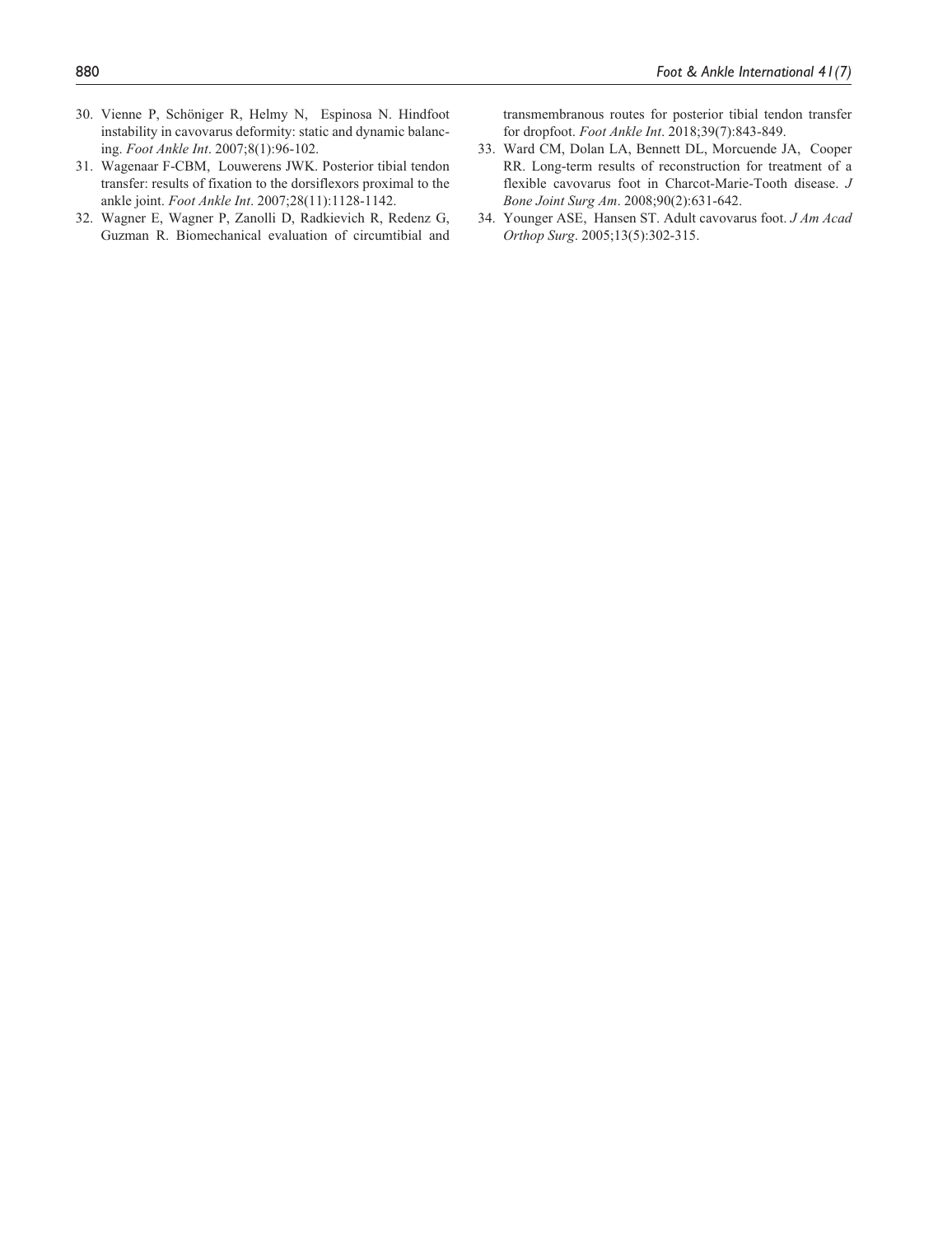30. Vienne P, Schöniger R, Helmy N, Espinosa N. Hindfoot instability in cavovarus deformity: static and dynamic balancing. *Foot Ankle Int*. 2007;8(1):96-102.
31. Wagenaar F-CBM, Louwerens JWK. Posterior tibial tendon transfer: results of fixation to the dorsiflexors proximal to the ankle joint. *Foot Ankle Int*. 2007;28(11):1128-1142.
32. Wagner E, Wagner P, Zanolli D, Radkievich R, Redenz G, Guzman R. Biomechanical evaluation of circumtibial and transmembranous routes for posterior tibial tendon transfer for dropfoot. *Foot Ankle Int*. 2018;39(7):843-849.
33. Ward CM, Dolan LA, Bennett DL, Morcuende JA, Cooper RR. Long-term results of reconstruction for treatment of a flexible cavovarus foot in Charcot-Marie-Tooth disease. *J Bone Joint Surg Am*. 2008;90(2):631-642.
34. Younger ASE, Hansen ST. Adult cavovarus foot. *J Am Acad Orthop Surg*. 2005;13(5):302-315.